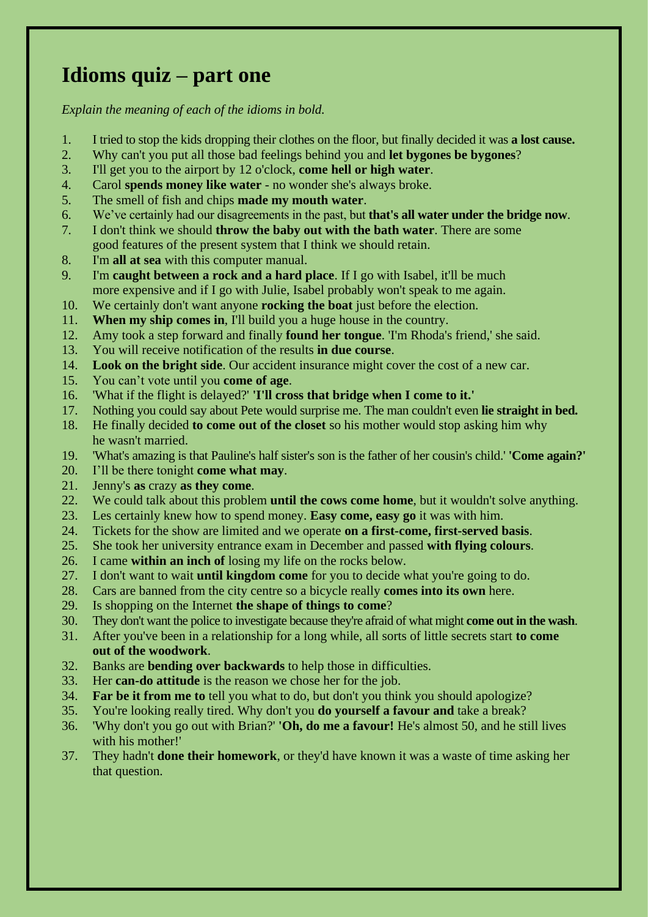# Idioms quiz – part one

*Explain the meaning of each of the idioms in bold.*

1. I tried to stop the kids dropping their clothes on the floor, but finally decided it was **a lost cause.**
2. Why can't you put all those bad feelings behind you and **let bygones be bygones**?
3. I'll get you to the airport by 12 o'clock, **come hell or high water**.
4. Carol **spends money like water** - no wonder she's always broke.
5. The smell of fish and chips **made my mouth water**.
6. We've certainly had our disagreements in the past, but **that's all water under the bridge now**.
7. I don't think we should **throw the baby out with the bath water**. There are some good features of the present system that I think we should retain.
8. I'm **all at sea** with this computer manual.
9. I'm **caught between a rock and a hard place**. If I go with Isabel, it'll be much more expensive and if I go with Julie, Isabel probably won't speak to me again.
10. We certainly don't want anyone **rocking the boat** just before the election.
11. **When my ship comes in**, I'll build you a huge house in the country.
12. Amy took a step forward and finally **found her tongue**. 'I'm Rhoda's friend,' she said.
13. You will receive notification of the results **in due course**.
14. **Look on the bright side**. Our accident insurance might cover the cost of a new car.
15. You can't vote until you **come of age**.
16. 'What if the flight is delayed?' **'I'll cross that bridge when I come to it.'**
17. Nothing you could say about Pete would surprise me. The man couldn't even **lie straight in bed.**
18. He finally decided **to come out of the closet** so his mother would stop asking him why he wasn't married.
19. 'What's amazing is that Pauline's half sister's son is the father of her cousin's child.' **'Come again?'**
20. I'll be there tonight **come what may**.
21. Jenny's **as** crazy **as they come**.
22. We could talk about this problem **until the cows come home**, but it wouldn't solve anything.
23. Les certainly knew how to spend money. **Easy come, easy go** it was with him.
24. Tickets for the show are limited and we operate **on a first-come, first-served basis**.
25. She took her university entrance exam in December and passed **with flying colours**.
26. I came **within an inch of** losing my life on the rocks below.
27. I don't want to wait **until kingdom come** for you to decide what you're going to do.
28. Cars are banned from the city centre so a bicycle really **comes into its own** here.
29. Is shopping on the Internet **the shape of things to come**?
30. They don't want the police to investigate because they're afraid of what might **come out in the wash**.
31. After you've been in a relationship for a long while, all sorts of little secrets start **to come out of the woodwork**.
32. Banks are **bending over backwards** to help those in difficulties.
33. Her **can-do attitude** is the reason we chose her for the job.
34. **Far be it from me to** tell you what to do, but don't you think you should apologize?
35. You're looking really tired. Why don't you **do yourself a favour and** take a break?
36. 'Why don't you go out with Brian?' **'Oh, do me a favour!** He's almost 50, and he still lives with his mother!'
37. They hadn't **done their homework**, or they'd have known it was a waste of time asking her that question.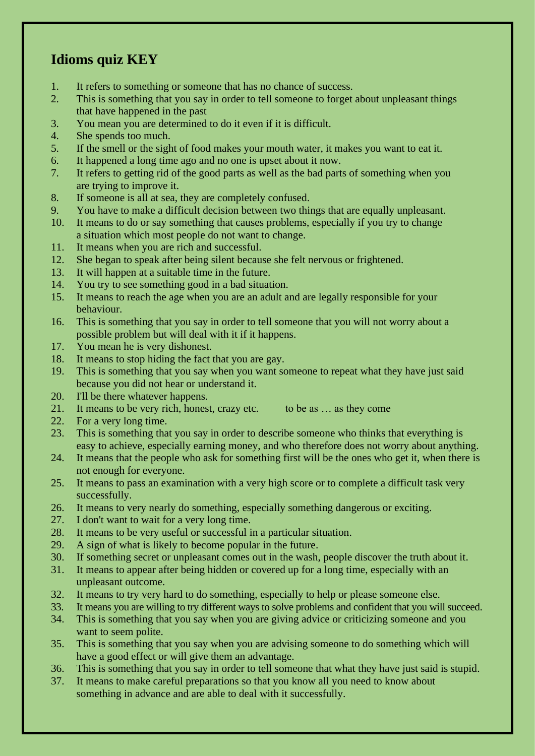## Idioms quiz KEY

1. It refers to something or someone that has no chance of success.
2. This is something that you say in order to tell someone to forget about unpleasant things that have happened in the past
3. You mean you are determined to do it even if it is difficult.
4. She spends too much.
5. If the smell or the sight of food makes your mouth water, it makes you want to eat it.
6. It happened a long time ago and no one is upset about it now.
7. It refers to getting rid of the good parts as well as the bad parts of something when you are trying to improve it.
8. If someone is all at sea, they are completely confused.
9. You have to make a difficult decision between two things that are equally unpleasant.
10. It means to do or say something that causes problems, especially if you try to change a situation which most people do not want to change.
11. It means when you are rich and successful.
12. She began to speak after being silent because she felt nervous or frightened.
13. It will happen at a suitable time in the future.
14. You try to see something good in a bad situation.
15. It means to reach the age when you are an adult and are legally responsible for your behaviour.
16. This is something that you say in order to tell someone that you will not worry about a possible problem but will deal with it if it happens.
17. You mean he is very dishonest.
18. It means to stop hiding the fact that you are gay.
19. This is something that you say when you want someone to repeat what they have just said because you did not hear or understand it.
20. I'll be there whatever happens.
21. It means to be very rich, honest, crazy etc. to be as … as they come
22. For a very long time.
23. This is something that you say in order to describe someone who thinks that everything is easy to achieve, especially earning money, and who therefore does not worry about anything.
24. It means that the people who ask for something first will be the ones who get it, when there is not enough for everyone.
25. It means to pass an examination with a very high score or to complete a difficult task very successfully.
26. It means to very nearly do something, especially something dangerous or exciting.
27. I don't want to wait for a very long time.
28. It means to be very useful or successful in a particular situation.
29. A sign of what is likely to become popular in the future.
30. If something secret or unpleasant comes out in the wash, people discover the truth about it.
31. It means to appear after being hidden or covered up for a long time, especially with an unpleasant outcome.
32. It means to try very hard to do something, especially to help or please someone else.
33. It means you are willing to try different ways to solve problems and confident that you will succeed.
34. This is something that you say when you are giving advice or criticizing someone and you want to seem polite.
35. This is something that you say when you are advising someone to do something which will have a good effect or will give them an advantage.
36. This is something that you say in order to tell someone that what they have just said is stupid.
37. It means to make careful preparations so that you know all you need to know about something in advance and are able to deal with it successfully.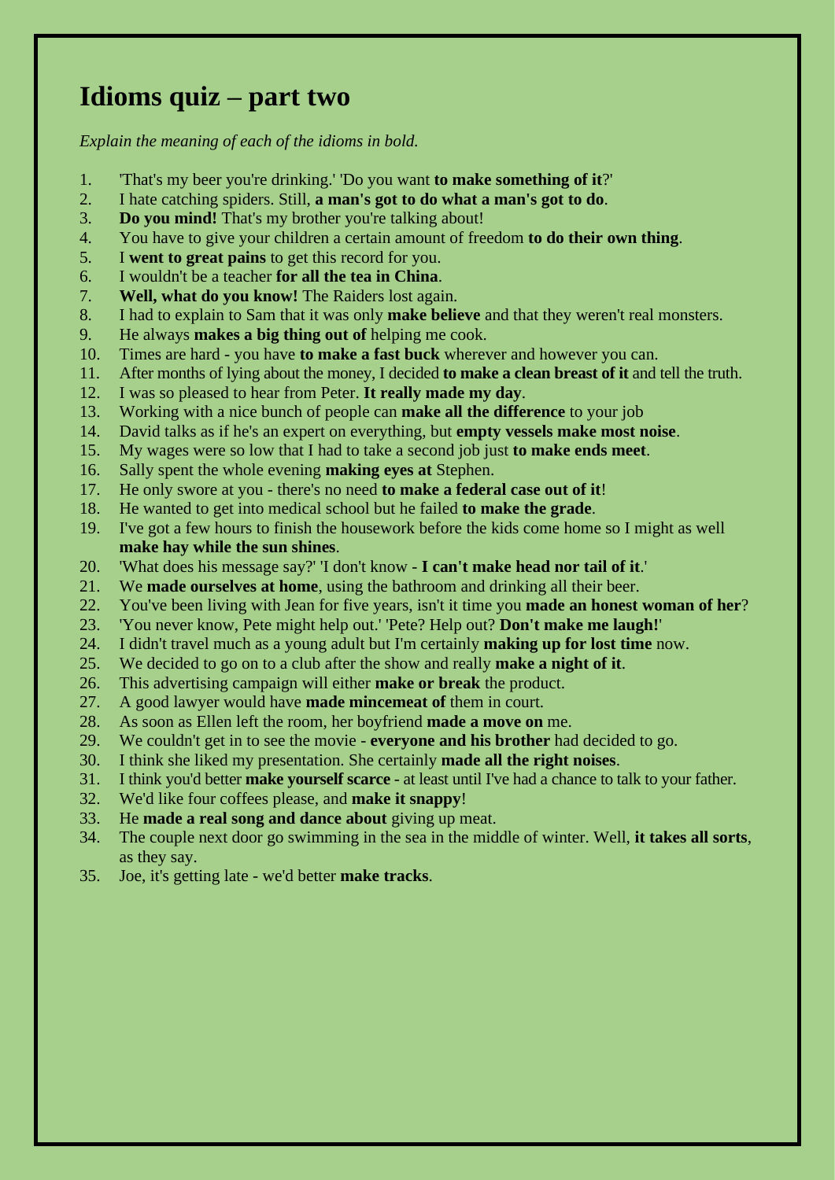# Idioms quiz – part two

*Explain the meaning of each of the idioms in bold.*

1. 'That's my beer you're drinking.' 'Do you want **to make something of it**?'
2. I hate catching spiders. Still, **a man's got to do what a man's got to do**.
3. **Do you mind!** That's my brother you're talking about!
4. You have to give your children a certain amount of freedom **to do their own thing**.
5. I **went to great pains** to get this record for you.
6. I wouldn't be a teacher **for all the tea in China**.
7. **Well, what do you know!** The Raiders lost again.
8. I had to explain to Sam that it was only **make believe** and that they weren't real monsters.
9. He always **makes a big thing out of** helping me cook.
10. Times are hard - you have **to make a fast buck** wherever and however you can.
11. After months of lying about the money, I decided **to make a clean breast of it** and tell the truth.
12. I was so pleased to hear from Peter. **It really made my day**.
13. Working with a nice bunch of people can **make all the difference** to your job
14. David talks as if he's an expert on everything, but **empty vessels make most noise**.
15. My wages were so low that I had to take a second job just **to make ends meet**.
16. Sally spent the whole evening **making eyes at** Stephen.
17. He only swore at you - there's no need **to make a federal case out of it**!
18. He wanted to get into medical school but he failed **to make the grade**.
19. I've got a few hours to finish the housework before the kids come home so I might as well **make hay while the sun shines**.
20. 'What does his message say?' 'I don't know - **I can't make head nor tail of it**.'
21. We **made ourselves at home**, using the bathroom and drinking all their beer.
22. You've been living with Jean for five years, isn't it time you **made an honest woman of her**?
23. 'You never know, Pete might help out.' 'Pete? Help out? **Don't make me laugh!**'
24. I didn't travel much as a young adult but I'm certainly **making up for lost time** now.
25. We decided to go on to a club after the show and really **make a night of it**.
26. This advertising campaign will either **make or break** the product.
27. A good lawyer would have **made mincemeat of** them in court.
28. As soon as Ellen left the room, her boyfriend **made a move on** me.
29. We couldn't get in to see the movie - **everyone and his brother** had decided to go.
30. I think she liked my presentation. She certainly **made all the right noises**.
31. I think you'd better **make yourself scarce** - at least until I've had a chance to talk to your father.
32. We'd like four coffees please, and **make it snappy**!
33. He **made a real song and dance about** giving up meat.
34. The couple next door go swimming in the sea in the middle of winter. Well, **it takes all sorts**, as they say.
35. Joe, it's getting late - we'd better **make tracks**.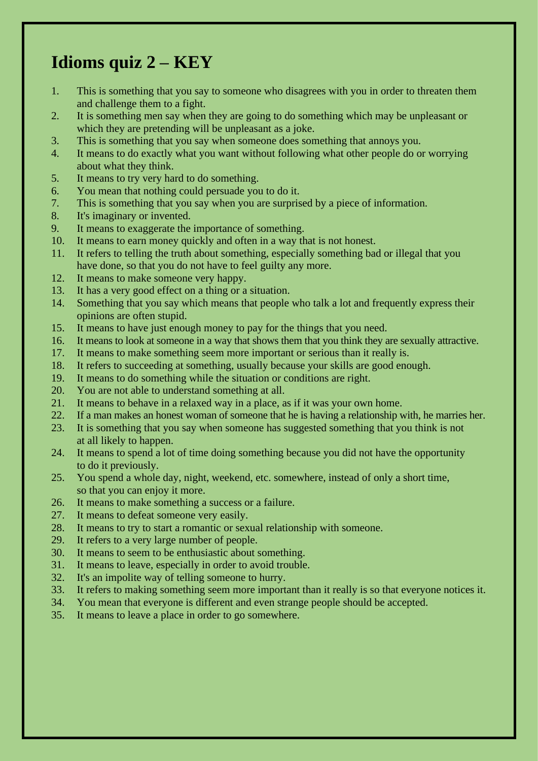# Idioms quiz 2 – KEY

1. This is something that you say to someone who disagrees with you in order to threaten them and challenge them to a fight.
2. It is something men say when they are going to do something which may be unpleasant or which they are pretending will be unpleasant as a joke.
3. This is something that you say when someone does something that annoys you.
4. It means to do exactly what you want without following what other people do or worrying about what they think.
5. It means to try very hard to do something.
6. You mean that nothing could persuade you to do it.
7. This is something that you say when you are surprised by a piece of information.
8. It's imaginary or invented.
9. It means to exaggerate the importance of something.
10. It means to earn money quickly and often in a way that is not honest.
11. It refers to telling the truth about something, especially something bad or illegal that you have done, so that you do not have to feel guilty any more.
12. It means to make someone very happy.
13. It has a very good effect on a thing or a situation.
14. Something that you say which means that people who talk a lot and frequently express their opinions are often stupid.
15. It means to have just enough money to pay for the things that you need.
16. It means to look at someone in a way that shows them that you think they are sexually attractive.
17. It means to make something seem more important or serious than it really is.
18. It refers to succeeding at something, usually because your skills are good enough.
19. It means to do something while the situation or conditions are right.
20. You are not able to understand something at all.
21. It means to behave in a relaxed way in a place, as if it was your own home.
22. If a man makes an honest woman of someone that he is having a relationship with, he marries her.
23. It is something that you say when someone has suggested something that you think is not at all likely to happen.
24. It means to spend a lot of time doing something because you did not have the opportunity to do it previously.
25. You spend a whole day, night, weekend, etc. somewhere, instead of only a short time, so that you can enjoy it more.
26. It means to make something a success or a failure.
27. It means to defeat someone very easily.
28. It means to try to start a romantic or sexual relationship with someone.
29. It refers to a very large number of people.
30. It means to seem to be enthusiastic about something.
31. It means to leave, especially in order to avoid trouble.
32. It's an impolite way of telling someone to hurry.
33. It refers to making something seem more important than it really is so that everyone notices it.
34. You mean that everyone is different and even strange people should be accepted.
35. It means to leave a place in order to go somewhere.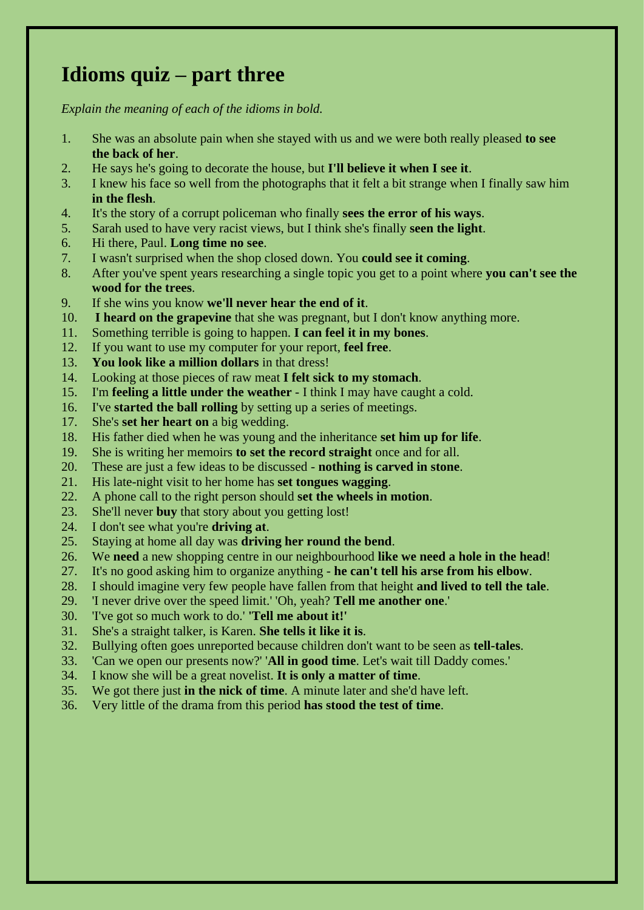# Idioms quiz – part three

*Explain the meaning of each of the idioms in bold.*

1. She was an absolute pain when she stayed with us and we were both really pleased **to see the back of her**.
2. He says he's going to decorate the house, but **I'll believe it when I see it**.
3. I knew his face so well from the photographs that it felt a bit strange when I finally saw him **in the flesh**.
4. It's the story of a corrupt policeman who finally **sees the error of his ways**.
5. Sarah used to have very racist views, but I think she's finally **seen the light**.
6. Hi there, Paul. **Long time no see**.
7. I wasn't surprised when the shop closed down. You **could see it coming**.
8. After you've spent years researching a single topic you get to a point where **you can't see the wood for the trees**.
9. If she wins you know **we'll never hear the end of it**.
10. **I heard on the grapevine** that she was pregnant, but I don't know anything more.
11. Something terrible is going to happen. **I can feel it in my bones**.
12. If you want to use my computer for your report, **feel free**.
13. **You look like a million dollars** in that dress!
14. Looking at those pieces of raw meat **I felt sick to my stomach**.
15. I'm **feeling a little under the weather** - I think I may have caught a cold.
16. I've **started the ball rolling** by setting up a series of meetings.
17. She's **set her heart on** a big wedding.
18. His father died when he was young and the inheritance **set him up for life**.
19. She is writing her memoirs **to set the record straight** once and for all.
20. These are just a few ideas to be discussed - **nothing is carved in stone**.
21. His late-night visit to her home has **set tongues wagging**.
22. A phone call to the right person should **set the wheels in motion**.
23. She'll never **buy** that story about you getting lost!
24. I don't see what you're **driving at**.
25. Staying at home all day was **driving her round the bend**.
26. We **need** a new shopping centre in our neighbourhood **like we need a hole in the head**!
27. It's no good asking him to organize anything - **he can't tell his arse from his elbow**.
28. I should imagine very few people have fallen from that height **and lived to tell the tale**.
29. 'I never drive over the speed limit.' 'Oh, yeah? **Tell me another one**.'
30. 'I've got so much work to do.' **'Tell me about it!'**
31. She's a straight talker, is Karen. **She tells it like it is**.
32. Bullying often goes unreported because children don't want to be seen as **tell-tales**.
33. 'Can we open our presents now?' '**All in good time**. Let's wait till Daddy comes.'
34. I know she will be a great novelist. **It is only a matter of time**.
35. We got there just **in the nick of time**. A minute later and she'd have left.
36. Very little of the drama from this period **has stood the test of time**.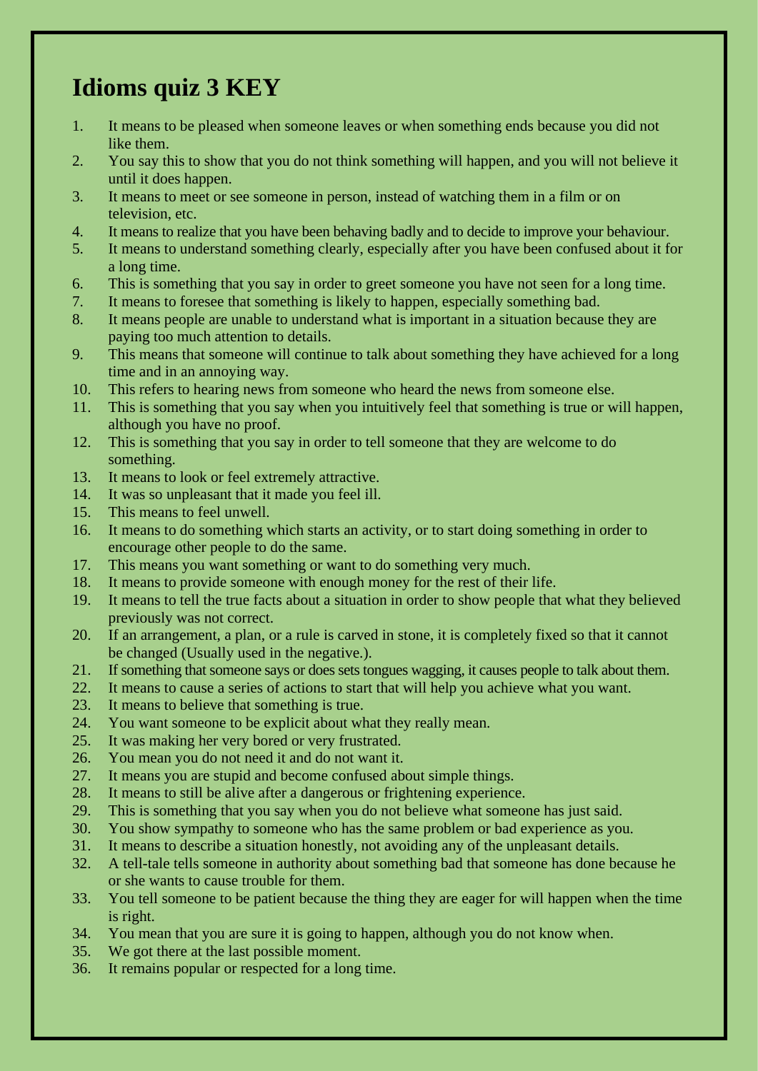# Idioms quiz 3 KEY

1. It means to be pleased when someone leaves or when something ends because you did not like them.
2. You say this to show that you do not think something will happen, and you will not believe it until it does happen.
3. It means to meet or see someone in person, instead of watching them in a film or on television, etc.
4. It means to realize that you have been behaving badly and to decide to improve your behaviour.
5. It means to understand something clearly, especially after you have been confused about it for a long time.
6. This is something that you say in order to greet someone you have not seen for a long time.
7. It means to foresee that something is likely to happen, especially something bad.
8. It means people are unable to understand what is important in a situation because they are paying too much attention to details.
9. This means that someone will continue to talk about something they have achieved for a long time and in an annoying way.
10. This refers to hearing news from someone who heard the news from someone else.
11. This is something that you say when you intuitively feel that something is true or will happen, although you have no proof.
12. This is something that you say in order to tell someone that they are welcome to do something.
13. It means to look or feel extremely attractive.
14. It was so unpleasant that it made you feel ill.
15. This means to feel unwell.
16. It means to do something which starts an activity, or to start doing something in order to encourage other people to do the same.
17. This means you want something or want to do something very much.
18. It means to provide someone with enough money for the rest of their life.
19. It means to tell the true facts about a situation in order to show people that what they believed previously was not correct.
20. If an arrangement, a plan, or a rule is carved in stone, it is completely fixed so that it cannot be changed (Usually used in the negative.).
21. If something that someone says or does sets tongues wagging, it causes people to talk about them.
22. It means to cause a series of actions to start that will help you achieve what you want.
23. It means to believe that something is true.
24. You want someone to be explicit about what they really mean.
25. It was making her very bored or very frustrated.
26. You mean you do not need it and do not want it.
27. It means you are stupid and become confused about simple things.
28. It means to still be alive after a dangerous or frightening experience.
29. This is something that you say when you do not believe what someone has just said.
30. You show sympathy to someone who has the same problem or bad experience as you.
31. It means to describe a situation honestly, not avoiding any of the unpleasant details.
32. A tell-tale tells someone in authority about something bad that someone has done because he or she wants to cause trouble for them.
33. You tell someone to be patient because the thing they are eager for will happen when the time is right.
34. You mean that you are sure it is going to happen, although you do not know when.
35. We got there at the last possible moment.
36. It remains popular or respected for a long time.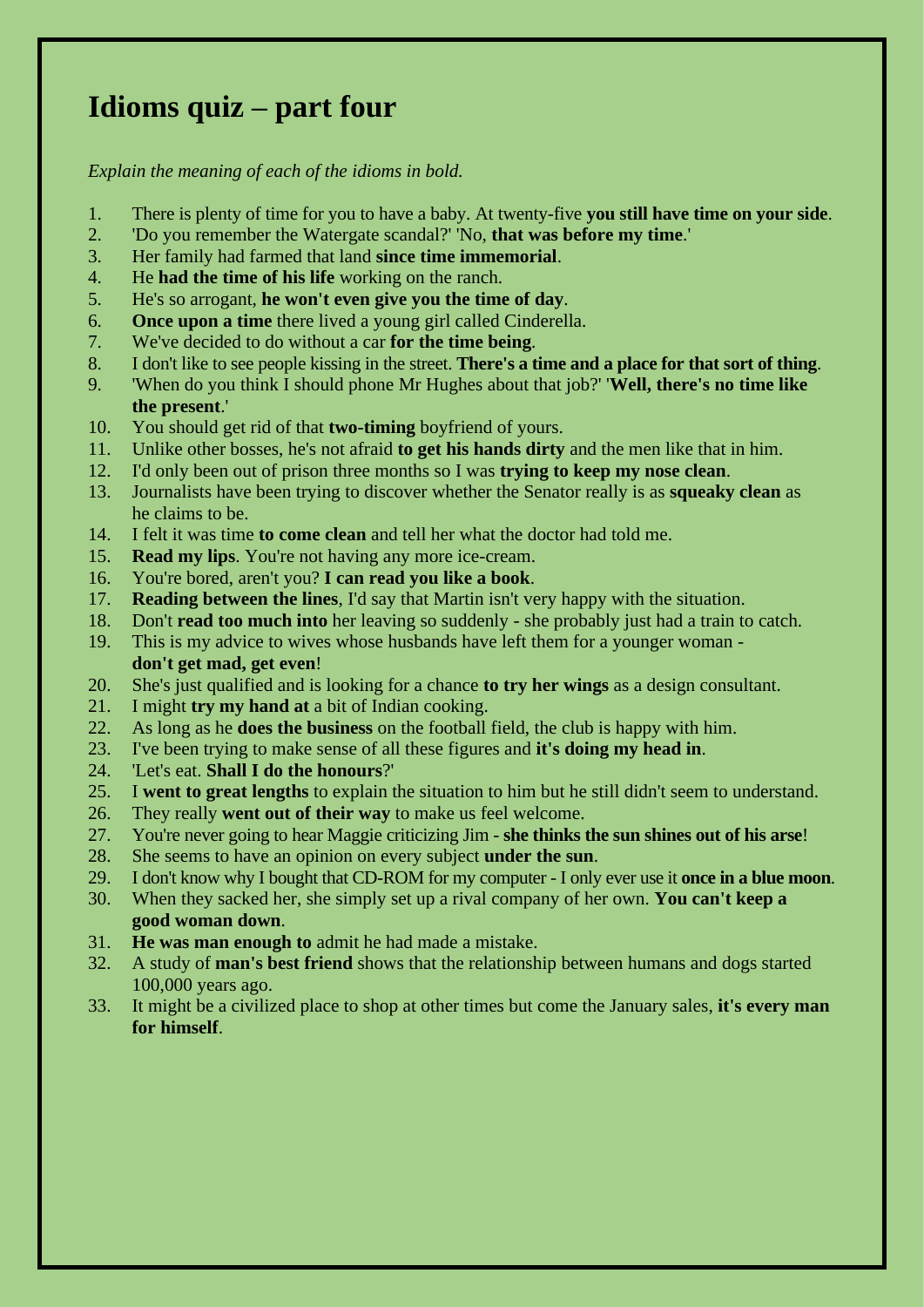# Idioms quiz – part four

*Explain the meaning of each of the idioms in bold.*

1. There is plenty of time for you to have a baby. At twenty-five **you still have time on your side**.
2. 'Do you remember the Watergate scandal?' 'No, **that was before my time**.'
3. Her family had farmed that land **since time immemorial**.
4. He **had the time of his life** working on the ranch.
5. He's so arrogant, **he won't even give you the time of day**.
6. **Once upon a time** there lived a young girl called Cinderella.
7. We've decided to do without a car **for the time being**.
8. I don't like to see people kissing in the street. **There's a time and a place for that sort of thing**.
9. 'When do you think I should phone Mr Hughes about that job?' '**Well, there's no time like the present**.'
10. You should get rid of that **two-timing** boyfriend of yours.
11. Unlike other bosses, he's not afraid **to get his hands dirty** and the men like that in him.
12. I'd only been out of prison three months so I was **trying to keep my nose clean**.
13. Journalists have been trying to discover whether the Senator really is as **squeaky clean** as he claims to be.
14. I felt it was time **to come clean** and tell her what the doctor had told me.
15. **Read my lips**. You're not having any more ice-cream.
16. You're bored, aren't you? **I can read you like a book**.
17. **Reading between the lines**, I'd say that Martin isn't very happy with the situation.
18. Don't **read too much into** her leaving so suddenly - she probably just had a train to catch.
19. This is my advice to wives whose husbands have left them for a younger woman - **don't get mad, get even**!
20. She's just qualified and is looking for a chance **to try her wings** as a design consultant.
21. I might **try my hand at** a bit of Indian cooking.
22. As long as he **does the business** on the football field, the club is happy with him.
23. I've been trying to make sense of all these figures and **it's doing my head in**.
24. 'Let's eat. **Shall I do the honours**?'
25. I **went to great lengths** to explain the situation to him but he still didn't seem to understand.
26. They really **went out of their way** to make us feel welcome.
27. You're never going to hear Maggie criticizing Jim - **she thinks the sun shines out of his arse**!
28. She seems to have an opinion on every subject **under the sun**.
29. I don't know why I bought that CD-ROM for my computer - I only ever use it **once in a blue moon**.
30. When they sacked her, she simply set up a rival company of her own. **You can't keep a good woman down**.
31. **He was man enough to** admit he had made a mistake.
32. A study of **man's best friend** shows that the relationship between humans and dogs started 100,000 years ago.
33. It might be a civilized place to shop at other times but come the January sales, **it's every man for himself**.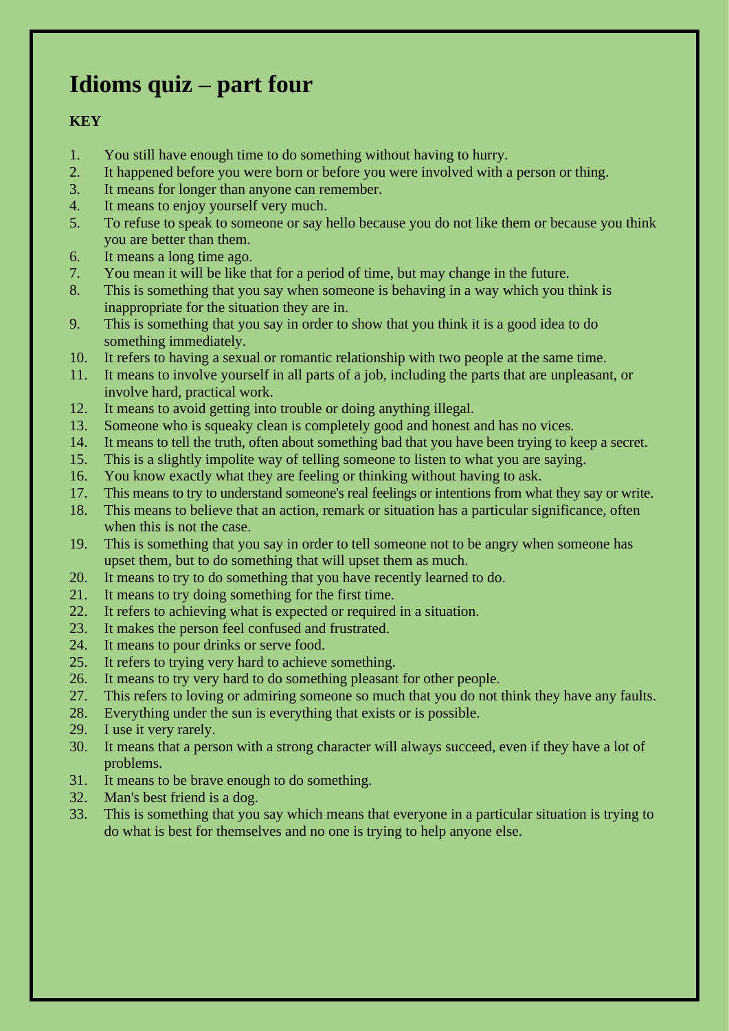# Idioms quiz – part four

**KEY**

1. You still have enough time to do something without having to hurry.
2. It happened before you were born or before you were involved with a person or thing.
3. It means for longer than anyone can remember.
4. It means to enjoy yourself very much.
5. To refuse to speak to someone or say hello because you do not like them or because you think you are better than them.
6. It means a long time ago.
7. You mean it will be like that for a period of time, but may change in the future.
8. This is something that you say when someone is behaving in a way which you think is inappropriate for the situation they are in.
9. This is something that you say in order to show that you think it is a good idea to do something immediately.
10. It refers to having a sexual or romantic relationship with two people at the same time.
11. It means to involve yourself in all parts of a job, including the parts that are unpleasant, or involve hard, practical work.
12. It means to avoid getting into trouble or doing anything illegal.
13. Someone who is squeaky clean is completely good and honest and has no vices.
14. It means to tell the truth, often about something bad that you have been trying to keep a secret.
15. This is a slightly impolite way of telling someone to listen to what you are saying.
16. You know exactly what they are feeling or thinking without having to ask.
17. This means to try to understand someone's real feelings or intentions from what they say or write.
18. This means to believe that an action, remark or situation has a particular significance, often when this is not the case.
19. This is something that you say in order to tell someone not to be angry when someone has upset them, but to do something that will upset them as much.
20. It means to try to do something that you have recently learned to do.
21. It means to try doing something for the first time.
22. It refers to achieving what is expected or required in a situation.
23. It makes the person feel confused and frustrated.
24. It means to pour drinks or serve food.
25. It refers to trying very hard to achieve something.
26. It means to try very hard to do something pleasant for other people.
27. This refers to loving or admiring someone so much that you do not think they have any faults.
28. Everything under the sun is everything that exists or is possible.
29. I use it very rarely.
30. It means that a person with a strong character will always succeed, even if they have a lot of problems.
31. It means to be brave enough to do something.
32. Man's best friend is a dog.
33. This is something that you say which means that everyone in a particular situation is trying to do what is best for themselves and no one is trying to help anyone else.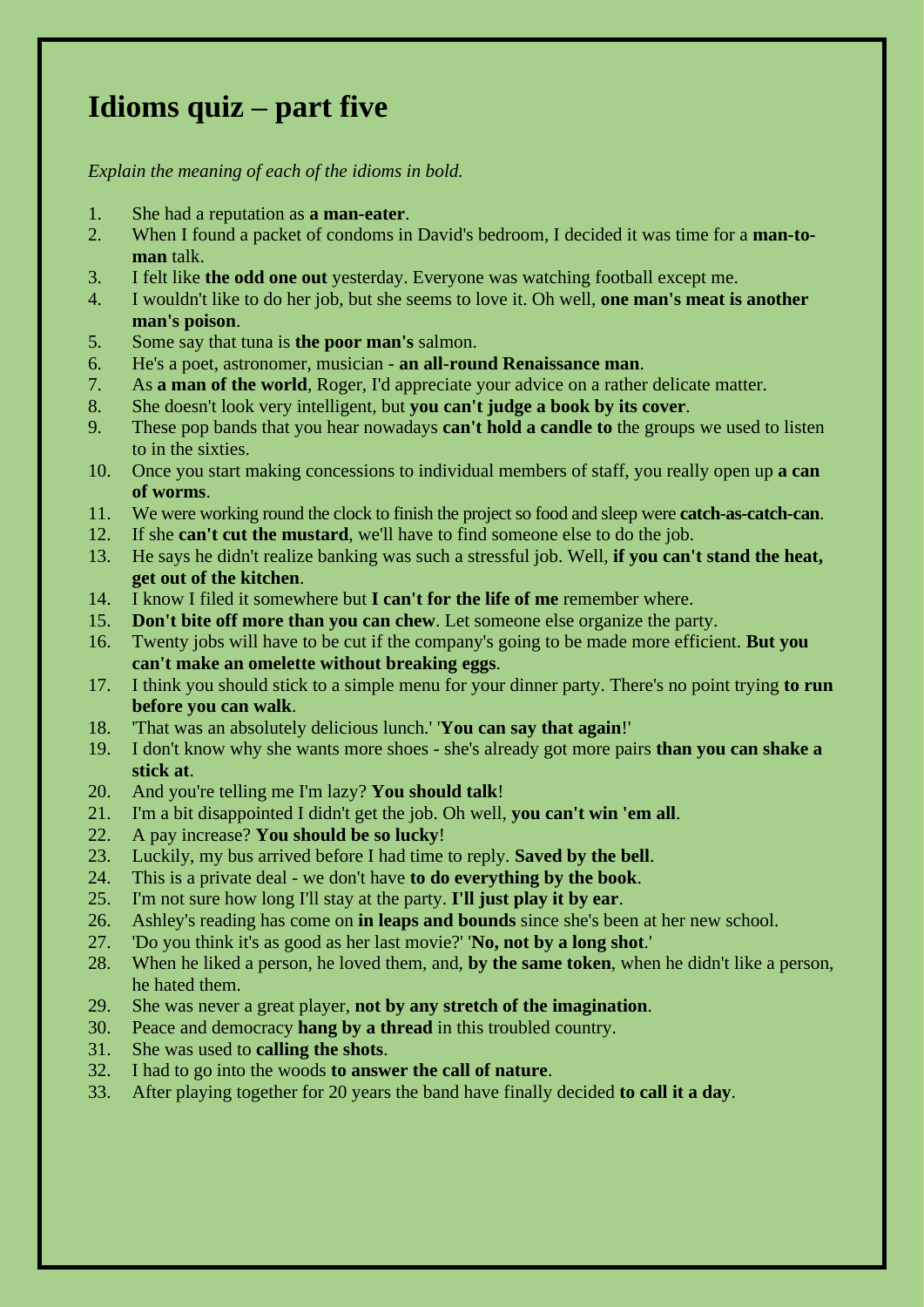# Idioms quiz – part five

*Explain the meaning of each of the idioms in bold.*

1. She had a reputation as **a man-eater**.
2. When I found a packet of condoms in David's bedroom, I decided it was time for a **man-to-man** talk.
3. I felt like **the odd one out** yesterday. Everyone was watching football except me.
4. I wouldn't like to do her job, but she seems to love it. Oh well, **one man's meat is another man's poison**.
5. Some say that tuna is **the poor man's** salmon.
6. He's a poet, astronomer, musician - **an all-round Renaissance man**.
7. As **a man of the world**, Roger, I'd appreciate your advice on a rather delicate matter.
8. She doesn't look very intelligent, but **you can't judge a book by its cover**.
9. These pop bands that you hear nowadays **can't hold a candle to** the groups we used to listen to in the sixties.
10. Once you start making concessions to individual members of staff, you really open up **a can of worms**.
11. We were working round the clock to finish the project so food and sleep were **catch-as-catch-can**.
12. If she **can't cut the mustard**, we'll have to find someone else to do the job.
13. He says he didn't realize banking was such a stressful job. Well, **if you can't stand the heat, get out of the kitchen**.
14. I know I filed it somewhere but **I can't for the life of me** remember where.
15. **Don't bite off more than you can chew**. Let someone else organize the party.
16. Twenty jobs will have to be cut if the company's going to be made more efficient. **But you can't make an omelette without breaking eggs**.
17. I think you should stick to a simple menu for your dinner party. There's no point trying **to run before you can walk**.
18. 'That was an absolutely delicious lunch.' '**You can say that again**!'
19. I don't know why she wants more shoes - she's already got more pairs **than you can shake a stick at**.
20. And you're telling me I'm lazy? **You should talk**!
21. I'm a bit disappointed I didn't get the job. Oh well, **you can't win 'em all**.
22. A pay increase? **You should be so lucky**!
23. Luckily, my bus arrived before I had time to reply. **Saved by the bell**.
24. This is a private deal - we don't have **to do everything by the book**.
25. I'm not sure how long I'll stay at the party. **I'll just play it by ear**.
26. Ashley's reading has come on **in leaps and bounds** since she's been at her new school.
27. 'Do you think it's as good as her last movie?' '**No, not by a long shot**.'
28. When he liked a person, he loved them, and, **by the same token**, when he didn't like a person, he hated them.
29. She was never a great player, **not by any stretch of the imagination**.
30. Peace and democracy **hang by a thread** in this troubled country.
31. She was used to **calling the shots**.
32. I had to go into the woods **to answer the call of nature**.
33. After playing together for 20 years the band have finally decided **to call it a day**.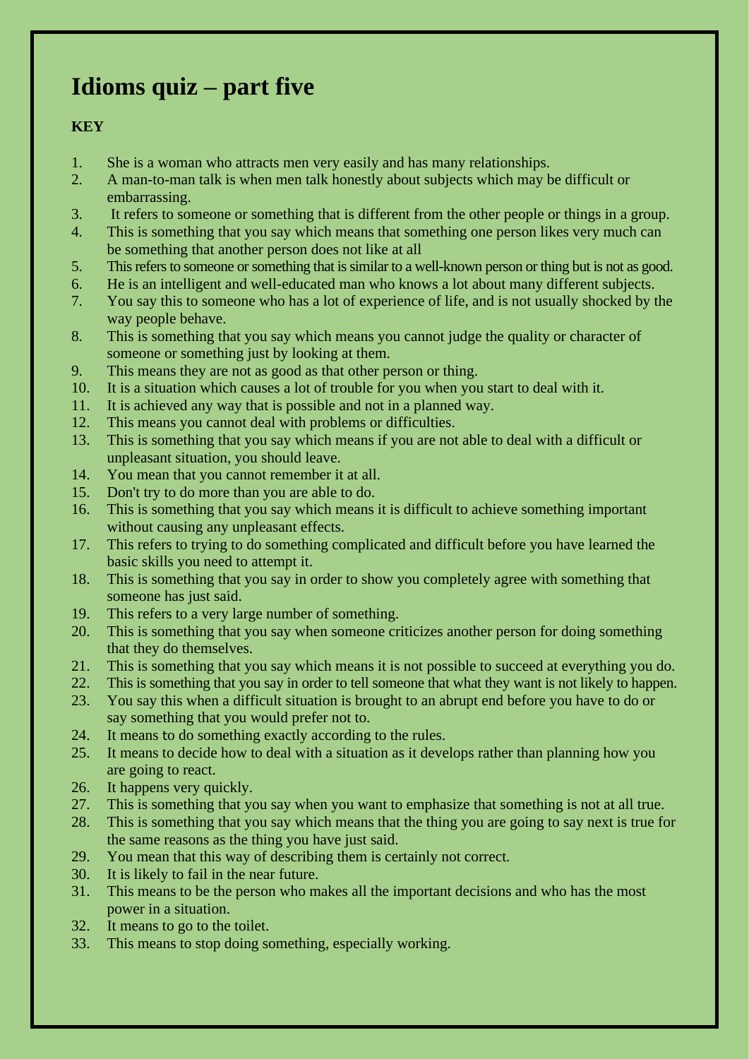# Idioms quiz – part five

**KEY**

1. She is a woman who attracts men very easily and has many relationships.
2. A man-to-man talk is when men talk honestly about subjects which may be difficult or embarrassing.
3. It refers to someone or something that is different from the other people or things in a group.
4. This is something that you say which means that something one person likes very much can be something that another person does not like at all
5. This refers to someone or something that is similar to a well-known person or thing but is not as good.
6. He is an intelligent and well-educated man who knows a lot about many different subjects.
7. You say this to someone who has a lot of experience of life, and is not usually shocked by the way people behave.
8. This is something that you say which means you cannot judge the quality or character of someone or something just by looking at them.
9. This means they are not as good as that other person or thing.
10. It is a situation which causes a lot of trouble for you when you start to deal with it.
11. It is achieved any way that is possible and not in a planned way.
12. This means you cannot deal with problems or difficulties.
13. This is something that you say which means if you are not able to deal with a difficult or unpleasant situation, you should leave.
14. You mean that you cannot remember it at all.
15. Don't try to do more than you are able to do.
16. This is something that you say which means it is difficult to achieve something important without causing any unpleasant effects.
17. This refers to trying to do something complicated and difficult before you have learned the basic skills you need to attempt it.
18. This is something that you say in order to show you completely agree with something that someone has just said.
19. This refers to a very large number of something.
20. This is something that you say when someone criticizes another person for doing something that they do themselves.
21. This is something that you say which means it is not possible to succeed at everything you do.
22. This is something that you say in order to tell someone that what they want is not likely to happen.
23. You say this when a difficult situation is brought to an abrupt end before you have to do or say something that you would prefer not to.
24. It means to do something exactly according to the rules.
25. It means to decide how to deal with a situation as it develops rather than planning how you are going to react.
26. It happens very quickly.
27. This is something that you say when you want to emphasize that something is not at all true.
28. This is something that you say which means that the thing you are going to say next is true for the same reasons as the thing you have just said.
29. You mean that this way of describing them is certainly not correct.
30. It is likely to fail in the near future.
31. This means to be the person who makes all the important decisions and who has the most power in a situation.
32. It means to go to the toilet.
33. This means to stop doing something, especially working.